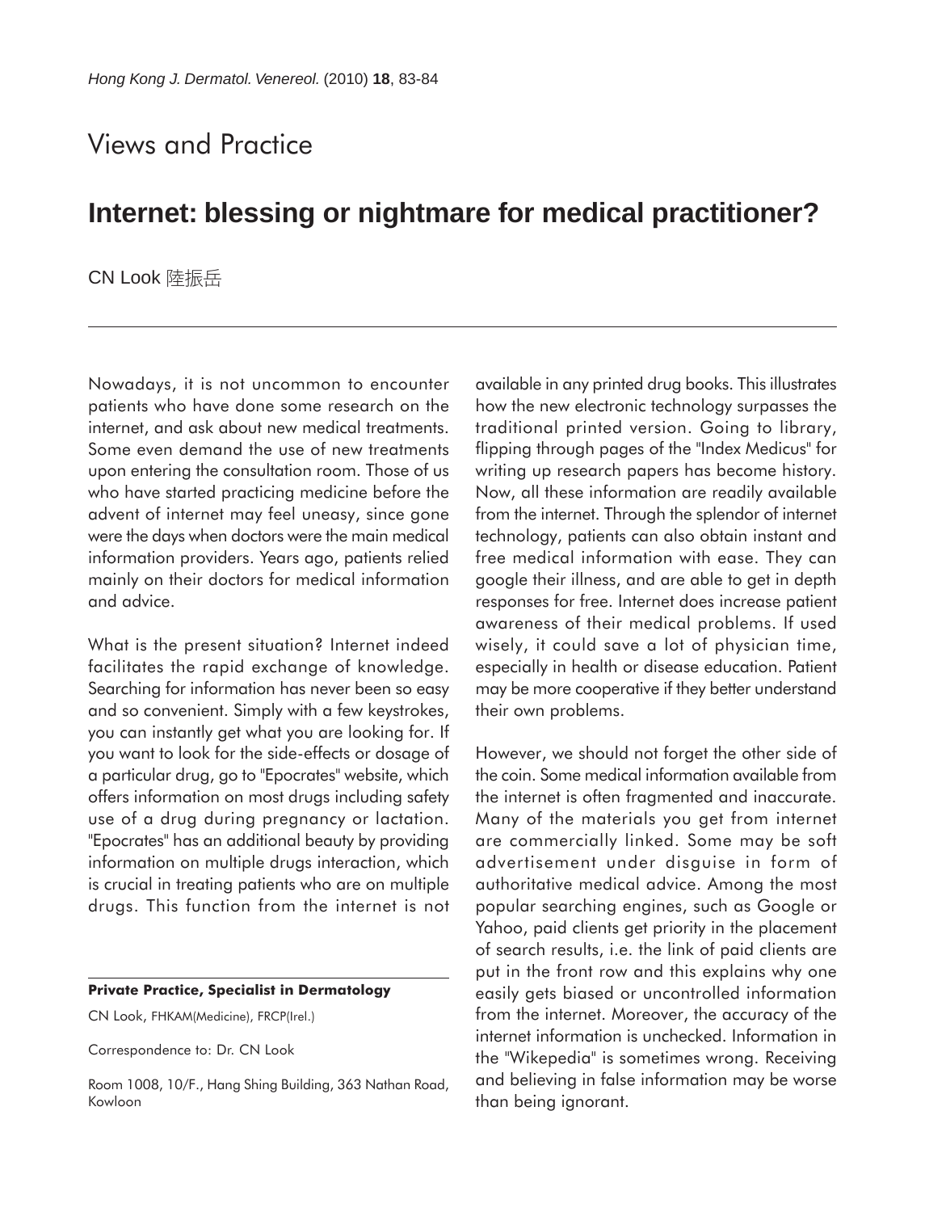Views and Practice

# Internet: blessing or nightmare for medical practitioner?

CN Look 陸振岳

Nowadays, it is not uncommon to encounter patients who have done some research on the internet, and ask about new medical treatments. Some even demand the use of new treatments upon entering the consultation room. Those of us who have started practicing medicine before the advent of internet may feel uneasy, since gone were the days when doctors were the main medical information providers. Years ago, patients relied mainly on their doctors for medical information and advice.

What is the present situation? Internet indeed facilitates the rapid exchange of knowledge. Searching for information has never been so easy and so convenient. Simply with a few keystrokes, you can instantly get what you are looking for. If you want to look for the side-effects or dosage of a particular drug, go to "Epocrates" website, which offers information on most drugs including safety use of a drug during pregnancy or lactation. "Epocrates" has an additional beauty by providing information on multiple drugs interaction, which is crucial in treating patients who are on multiple drugs. This function from the internet is not available in any printed drug books. This illustrates how the new electronic technology surpasses the traditional printed version. Going to library, flipping through pages of the "Index Medicus" for writing up research papers has become history. Now, all these information are readily available from the internet. Through the splendor of internet technology, patients can also obtain instant and free medical information with ease. They can google their illness, and are able to get in depth responses for free. Internet does increase patient awareness of their medical problems. If used wisely, it could save a lot of physician time, especially in health or disease education. Patient may be more cooperative if they better understand their own problems.

However, we should not forget the other side of the coin. Some medical information available from the internet is often fragmented and inaccurate. Many of the materials you get from internet are commercially linked. Some may be soft advertisement under disguise in form of authoritative medical advice. Among the most popular searching engines, such as Google or Yahoo, paid clients get priority in the placement of search results, i.e. the link of paid clients are put in the front row and this explains why one easily gets biased or uncontrolled information from the internet. Moreover, the accuracy of the internet information is unchecked. Information in the "Wikepedia" is sometimes wrong. Receiving and believing in false information may be worse than being ignorant.

**Private Practice, Specialist in Dermatology**

CN Look, FHKAM(Medicine), FRCP(Irel.)

Correspondence to: Dr. CN Look

Room 1008, 10/F., Hang Shing Building, 363 Nathan Road, Kowloon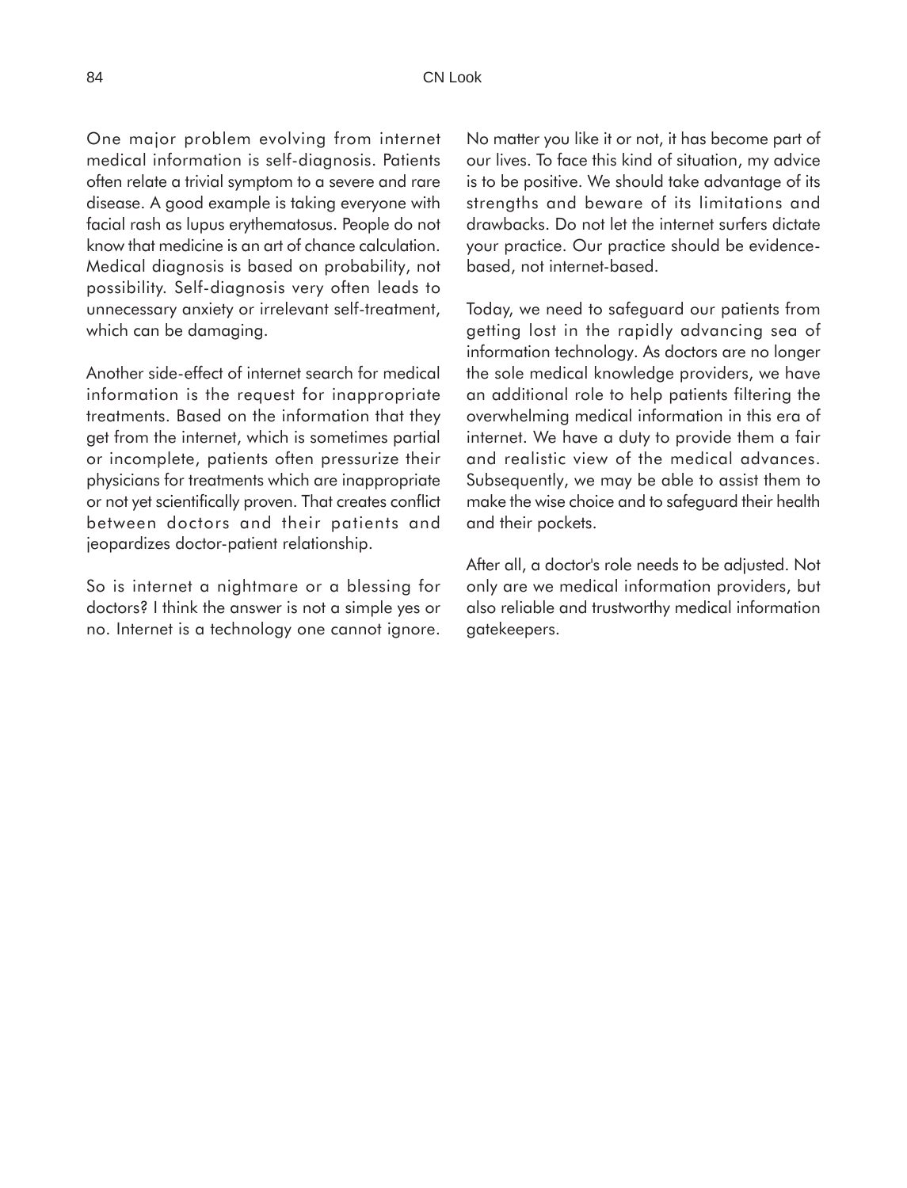One major problem evolving from internet medical information is self-diagnosis. Patients often relate a trivial symptom to a severe and rare disease. A good example is taking everyone with facial rash as lupus erythematosus. People do not know that medicine is an art of chance calculation. Medical diagnosis is based on probability, not possibility. Self-diagnosis very often leads to unnecessary anxiety or irrelevant self-treatment, which can be damaging.

Another side-effect of internet search for medical information is the request for inappropriate treatments. Based on the information that they get from the internet, which is sometimes partial or incomplete, patients often pressurize their physicians for treatments which are inappropriate or not yet scientifically proven. That creates conflict between doctors and their patients and jeopardizes doctor-patient relationship.

So is internet a nightmare or a blessing for doctors? I think the answer is not a simple yes or no. Internet is a technology one cannot ignore. No matter you like it or not, it has become part of our lives. To face this kind of situation, my advice is to be positive. We should take advantage of its strengths and beware of its limitations and drawbacks. Do not let the internet surfers dictate your practice. Our practice should be evidence-based, not internet-based.

Today, we need to safeguard our patients from getting lost in the rapidly advancing sea of information technology. As doctors are no longer the sole medical knowledge providers, we have an additional role to help patients filtering the overwhelming medical information in this era of internet. We have a duty to provide them a fair and realistic view of the medical advances. Subsequently, we may be able to assist them to make the wise choice and to safeguard their health and their pockets.

After all, a doctor's role needs to be adjusted. Not only are we medical information providers, but also reliable and trustworthy medical information gatekeepers.